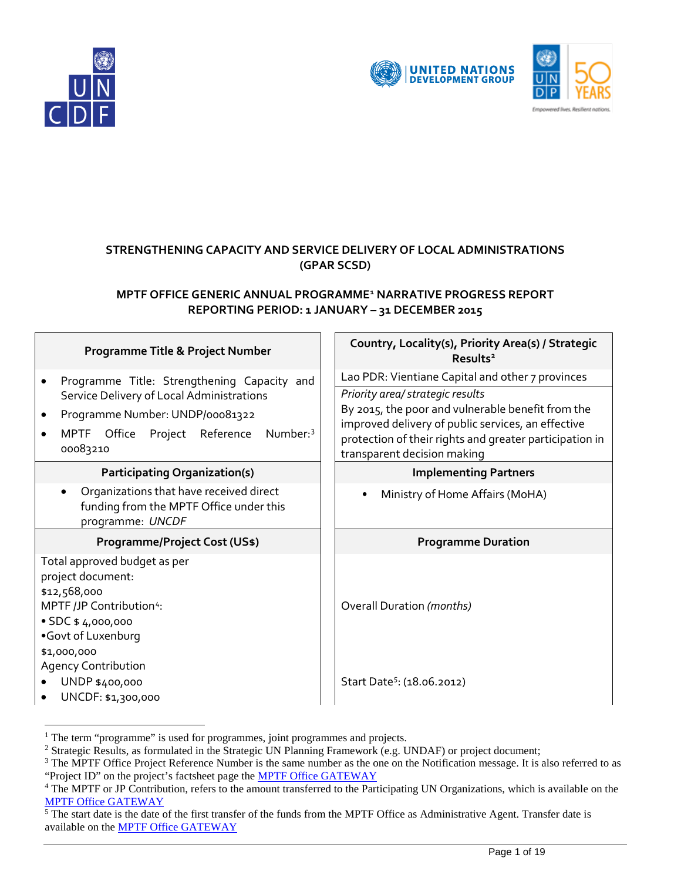**STRENGTHENING CAPACITY AND SERVICE DELIVERY OF LOCAL ADMINISTRATIONS (GPAR SCSD)**

**MPTF OFFICE GENERIC ANNUAL PROGRAMME[1] NARRATIVE PROGRESS REPORT**
**REPORTING PERIOD: 1 JANUARY – 31 DECEMBER 2015**

| Programme Title & Project Number | Country, Locality(s), Priority Area(s) / Strategic Results[2] |
|---|---|
| • Programme Title: Strengthening Capacity and Service Delivery of Local Administrations<br>• Programme Number: UNDP/00081322<br>• MPTF Office Project Reference Number:[3] 00083210 | Lao PDR: Vientiane Capital and other 7 provinces<br>*Priority area/ strategic results*<br>By 2015, the poor and vulnerable benefit from the improved delivery of public services, an effective protection of their rights and greater participation in transparent decision making |
| **Participating Organization(s)** | **Implementing Partners** |
| • Organizations that have received direct funding from the MPTF Office under this programme: *UNCDF* | • Ministry of Home Affairs (MoHA) |
| **Programme/Project Cost (US$)** | **Programme Duration** |
| Total approved budget as per project document: $12,568,000<br>MPTF /JP Contribution[4]:<br>• SDC $ 4,000,000<br>•Govt of Luxenburg $1,000,000<br>Agency Contribution<br>• UNDP $400,000<br>• UNCDF: $1,300,000 | Overall Duration *(months)*<br><br>Start Date[5]: (18.06.2012) |

---

[1] The term "programme" is used for programmes, joint programmes and projects.
[2] Strategic Results, as formulated in the Strategic UN Planning Framework (e.g. UNDAF) or project document;
[3] The MPTF Office Project Reference Number is the same number as the one on the Notification message. It is also referred to as "Project ID" on the project's factsheet page the MPTF Office GATEWAY
[4] The MPTF or JP Contribution, refers to the amount transferred to the Participating UN Organizations, which is available on the MPTF Office GATEWAY
[5] The start date is the date of the first transfer of the funds from the MPTF Office as Administrative Agent. Transfer date is available on the MPTF Office GATEWAY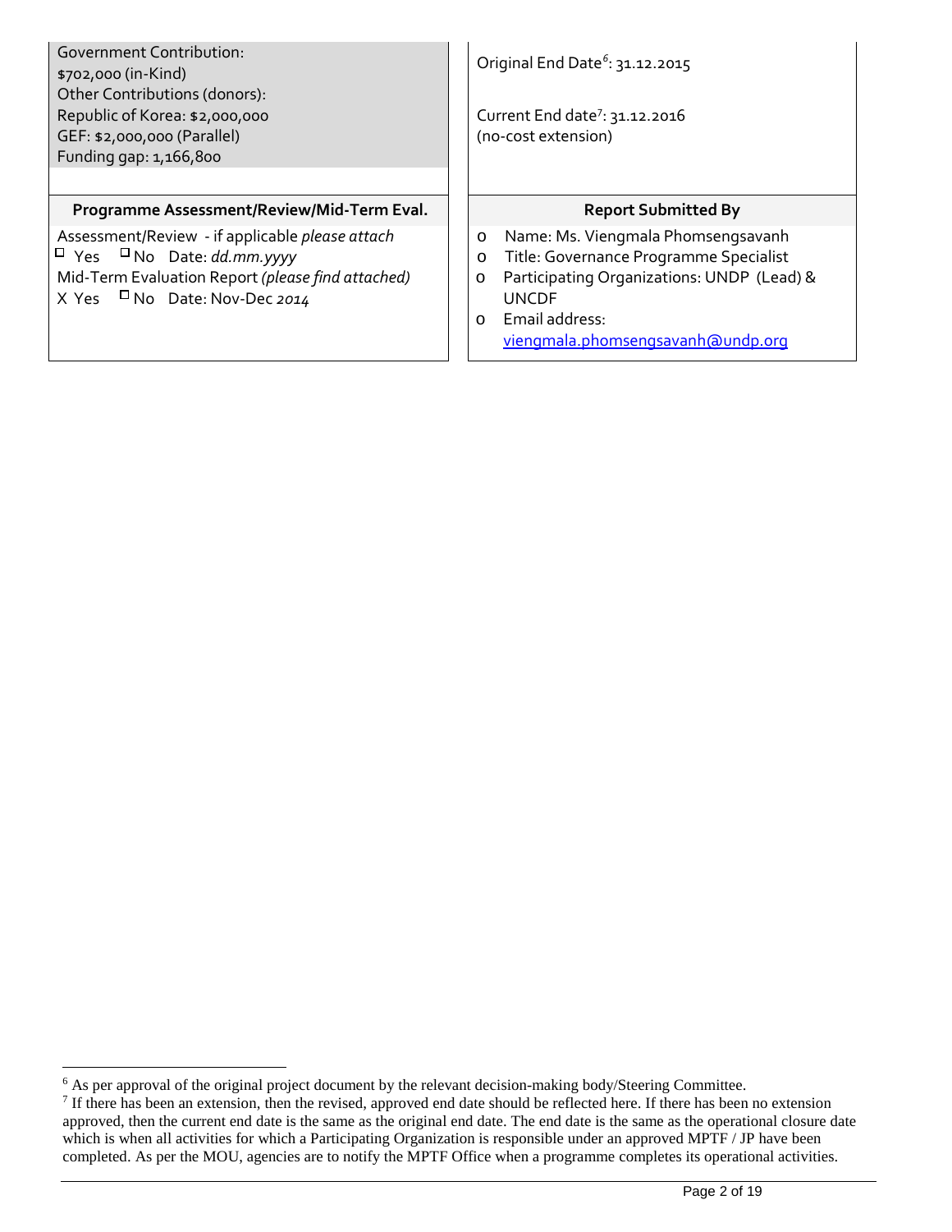| Government Contribution:<br>$702,000 (in-Kind)<br>Other Contributions (donors):<br>Republic of Korea: $2,000,000<br>GEF: $2,000,000 (Parallel)<br>Funding gap: 1,166,800 | Original End Date[6]: 31.12.2015<br><br>Current End date[7]: 31.12.2016<br>(no-cost extension) |
|---|---|
| **Programme Assessment/Review/Mid-Term Eval.** | **Report Submitted By** |
| Assessment/Review - if applicable *please attach*<br>☐ Yes ☐ No Date: *dd.mm.yyyy*<br>Mid-Term Evaluation Report *(please find attached)*<br>X Yes ☐ No Date: Nov-Dec *2014* | o Name: Ms. Viengmala Phomsengsavanh<br>o Title: Governance Programme Specialist<br>o Participating Organizations: UNDP (Lead) & UNCDF<br>o Email address: viengmala.phomsengsavanh@undp.org |

[6] As per approval of the original project document by the relevant decision-making body/Steering Committee.

[7] If there has been an extension, then the revised, approved end date should be reflected here. If there has been no extension approved, then the current end date is the same as the original end date. The end date is the same as the operational closure date which is when all activities for which a Participating Organization is responsible under an approved MPTF / JP have been completed. As per the MOU, agencies are to notify the MPTF Office when a programme completes its operational activities.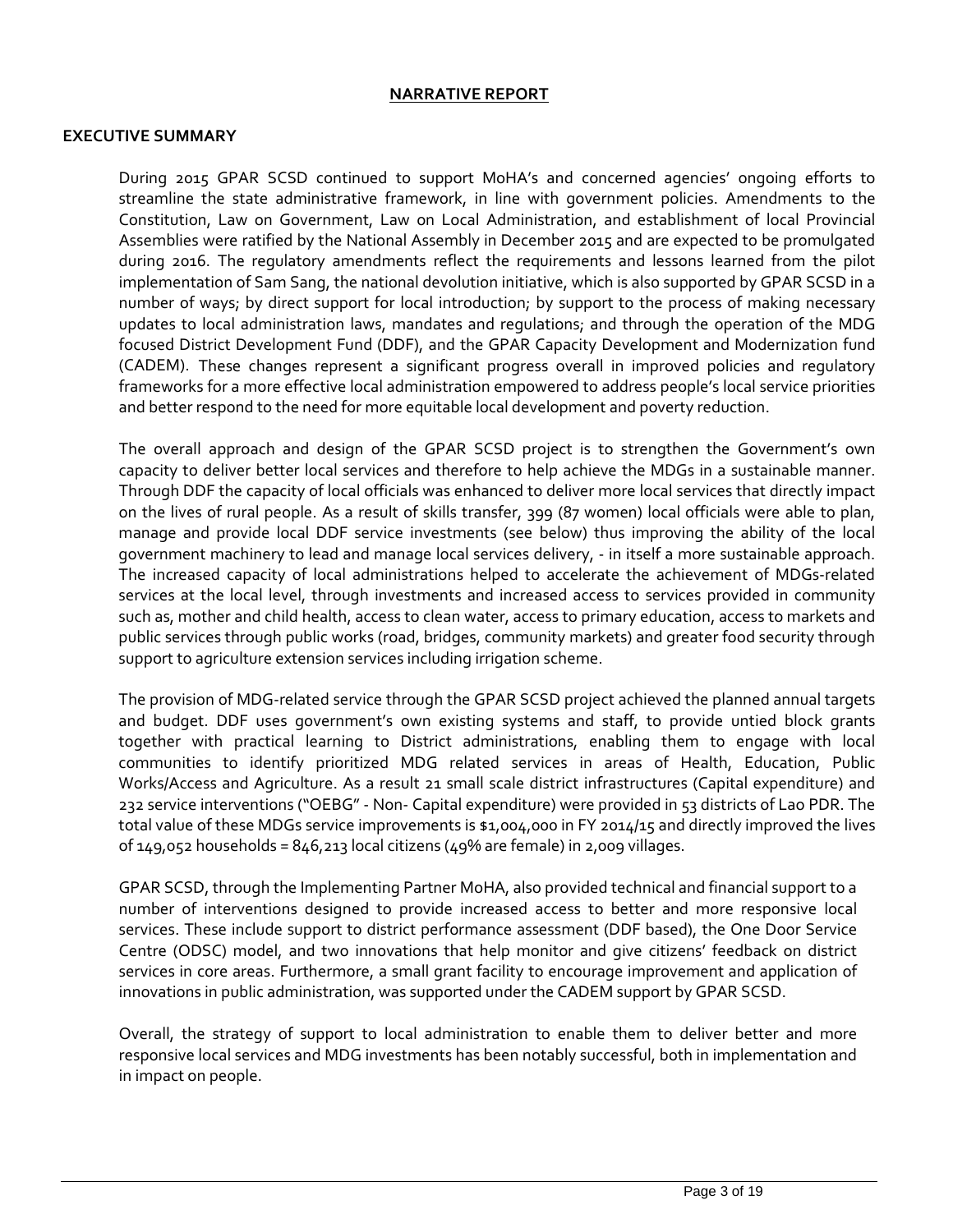## NARRATIVE REPORT

## EXECUTIVE SUMMARY

During 2015 GPAR SCSD continued to support MoHA's and concerned agencies' ongoing efforts to streamline the state administrative framework, in line with government policies. Amendments to the Constitution, Law on Government, Law on Local Administration, and establishment of local Provincial Assemblies were ratified by the National Assembly in December 2015 and are expected to be promulgated during 2016. The regulatory amendments reflect the requirements and lessons learned from the pilot implementation of Sam Sang, the national devolution initiative, which is also supported by GPAR SCSD in a number of ways; by direct support for local introduction; by support to the process of making necessary updates to local administration laws, mandates and regulations; and through the operation of the MDG focused District Development Fund (DDF), and the GPAR Capacity Development and Modernization fund (CADEM). These changes represent a significant progress overall in improved policies and regulatory frameworks for a more effective local administration empowered to address people's local service priorities and better respond to the need for more equitable local development and poverty reduction.

The overall approach and design of the GPAR SCSD project is to strengthen the Government's own capacity to deliver better local services and therefore to help achieve the MDGs in a sustainable manner. Through DDF the capacity of local officials was enhanced to deliver more local services that directly impact on the lives of rural people. As a result of skills transfer, 399 (87 women) local officials were able to plan, manage and provide local DDF service investments (see below) thus improving the ability of the local government machinery to lead and manage local services delivery, - in itself a more sustainable approach. The increased capacity of local administrations helped to accelerate the achievement of MDGs-related services at the local level, through investments and increased access to services provided in community such as, mother and child health, access to clean water, access to primary education, access to markets and public services through public works (road, bridges, community markets) and greater food security through support to agriculture extension services including irrigation scheme.

The provision of MDG-related service through the GPAR SCSD project achieved the planned annual targets and budget. DDF uses government's own existing systems and staff, to provide untied block grants together with practical learning to District administrations, enabling them to engage with local communities to identify prioritized MDG related services in areas of Health, Education, Public Works/Access and Agriculture. As a result 21 small scale district infrastructures (Capital expenditure) and 232 service interventions ("OEBG" - Non- Capital expenditure) were provided in 53 districts of Lao PDR. The total value of these MDGs service improvements is $1,004,000 in FY 2014/15 and directly improved the lives of 149,052 households = 846,213 local citizens (49% are female) in 2,009 villages.

GPAR SCSD, through the Implementing Partner MoHA, also provided technical and financial support to a number of interventions designed to provide increased access to better and more responsive local services. These include support to district performance assessment (DDF based), the One Door Service Centre (ODSC) model, and two innovations that help monitor and give citizens' feedback on district services in core areas. Furthermore, a small grant facility to encourage improvement and application of innovations in public administration, was supported under the CADEM support by GPAR SCSD.

Overall, the strategy of support to local administration to enable them to deliver better and more responsive local services and MDG investments has been notably successful, both in implementation and in impact on people.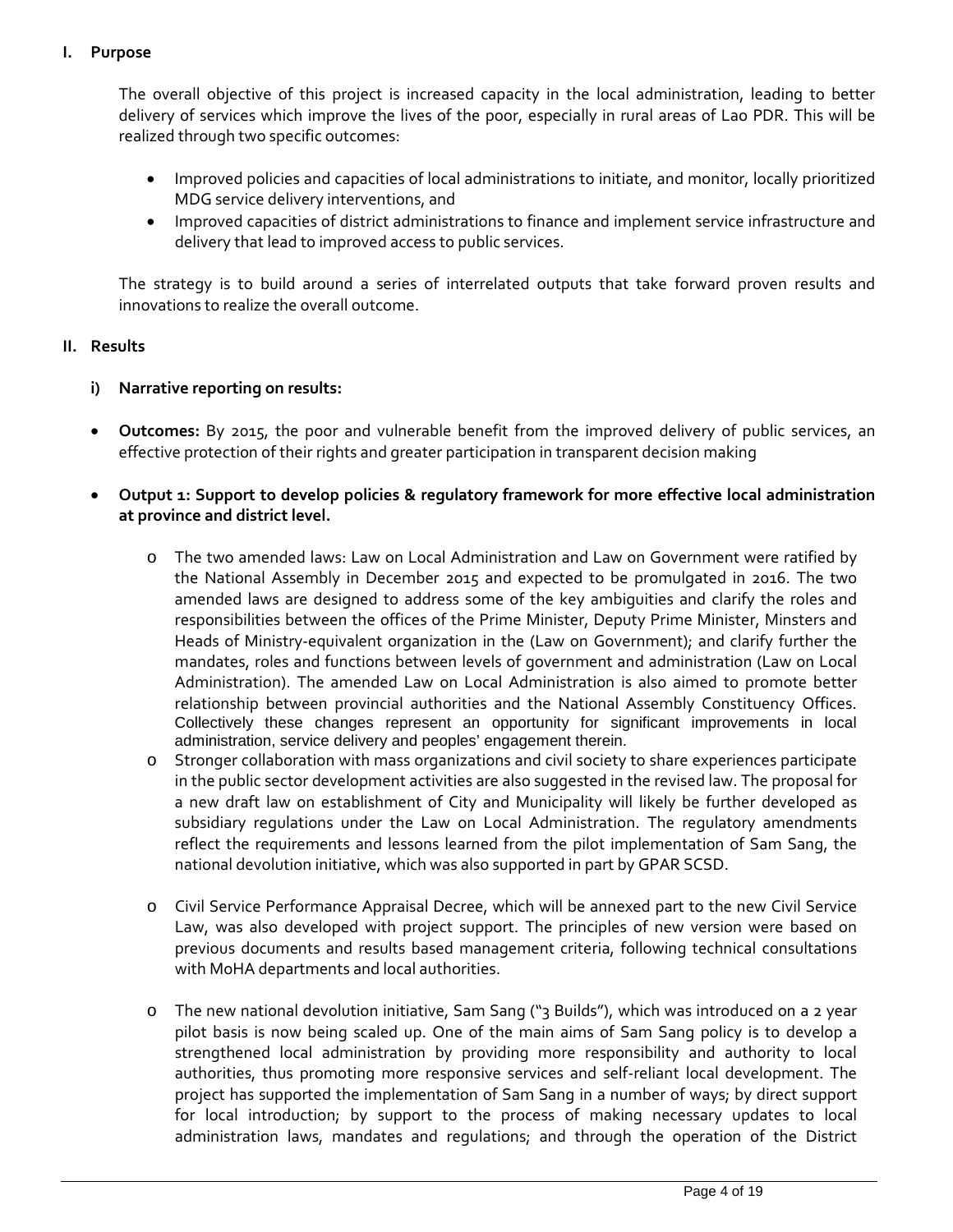## I. Purpose

The overall objective of this project is increased capacity in the local administration, leading to better delivery of services which improve the lives of the poor, especially in rural areas of Lao PDR. This will be realized through two specific outcomes:

- Improved policies and capacities of local administrations to initiate, and monitor, locally prioritized MDG service delivery interventions, and
- Improved capacities of district administrations to finance and implement service infrastructure and delivery that lead to improved access to public services.

The strategy is to build around a series of interrelated outputs that take forward proven results and innovations to realize the overall outcome.

## II. Results

### i) Narrative reporting on results:

- **Outcomes:** By 2015, the poor and vulnerable benefit from the improved delivery of public services, an effective protection of their rights and greater participation in transparent decision making

- **Output 1: Support to develop policies & regulatory framework for more effective local administration at province and district level.**

    - The two amended laws: Law on Local Administration and Law on Government were ratified by the National Assembly in December 2015 and expected to be promulgated in 2016. The two amended laws are designed to address some of the key ambiguities and clarify the roles and responsibilities between the offices of the Prime Minister, Deputy Prime Minister, Minsters and Heads of Ministry-equivalent organization in the (Law on Government); and clarify further the mandates, roles and functions between levels of government and administration (Law on Local Administration). The amended Law on Local Administration is also aimed to promote better relationship between provincial authorities and the National Assembly Constituency Offices. Collectively these changes represent an opportunity for significant improvements in local administration, service delivery and peoples' engagement therein.
    - Stronger collaboration with mass organizations and civil society to share experiences participate in the public sector development activities are also suggested in the revised law. The proposal for a new draft law on establishment of City and Municipality will likely be further developed as subsidiary regulations under the Law on Local Administration. The regulatory amendments reflect the requirements and lessons learned from the pilot implementation of Sam Sang, the national devolution initiative, which was also supported in part by GPAR SCSD.

    - Civil Service Performance Appraisal Decree, which will be annexed part to the new Civil Service Law, was also developed with project support. The principles of new version were based on previous documents and results based management criteria, following technical consultations with MoHA departments and local authorities.

    - The new national devolution initiative, Sam Sang ("3 Builds"), which was introduced on a 2 year pilot basis is now being scaled up. One of the main aims of Sam Sang policy is to develop a strengthened local administration by providing more responsibility and authority to local authorities, thus promoting more responsive services and self-reliant local development. The project has supported the implementation of Sam Sang in a number of ways; by direct support for local introduction; by support to the process of making necessary updates to local administration laws, mandates and regulations; and through the operation of the District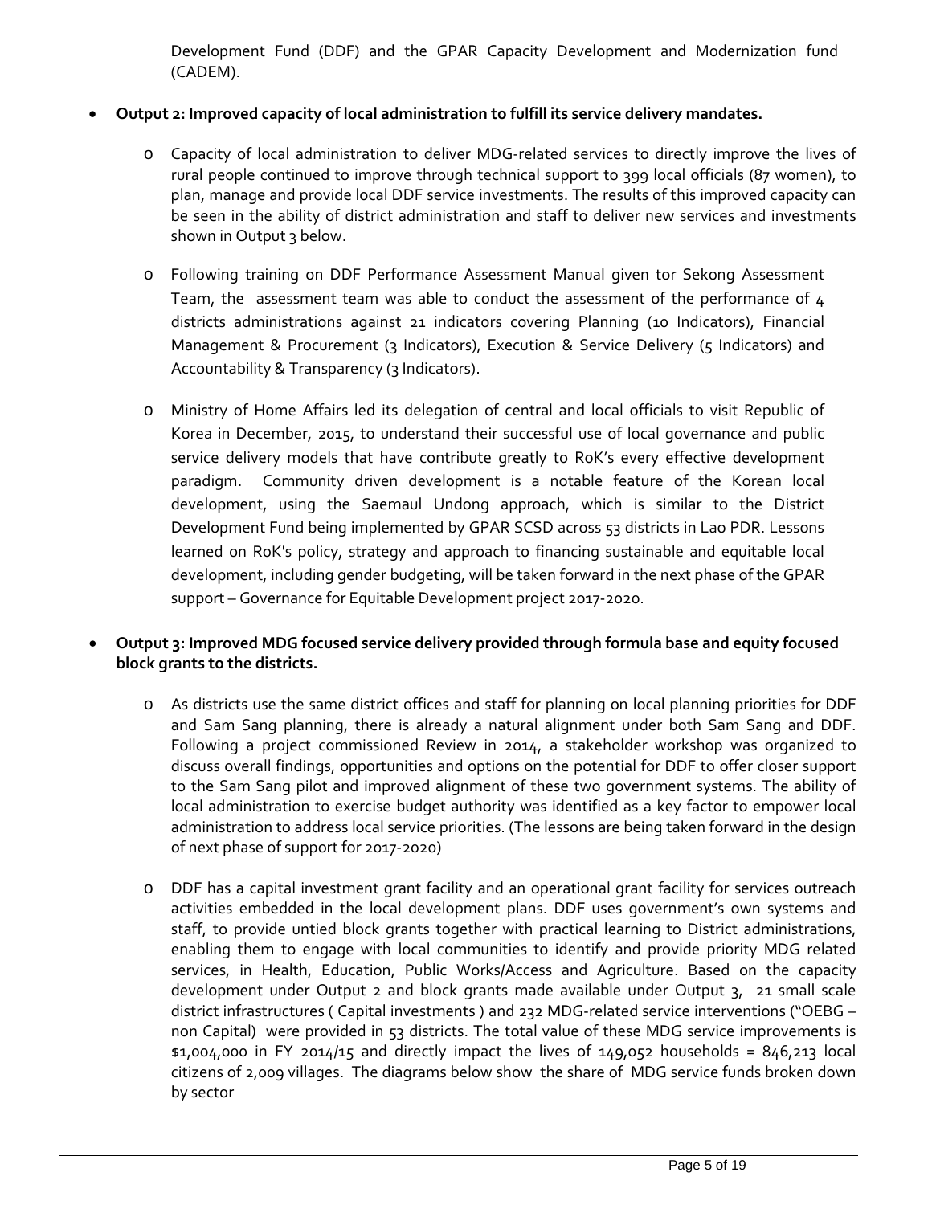Development Fund (DDF) and the GPAR Capacity Development and Modernization fund (CADEM).

- **Output 2: Improved capacity of local administration to fulfill its service delivery mandates.**
    - Capacity of local administration to deliver MDG-related services to directly improve the lives of rural people continued to improve through technical support to 399 local officials (87 women), to plan, manage and provide local DDF service investments. The results of this improved capacity can be seen in the ability of district administration and staff to deliver new services and investments shown in Output 3 below.
    - Following training on DDF Performance Assessment Manual given tor Sekong Assessment Team, the assessment team was able to conduct the assessment of the performance of 4 districts administrations against 21 indicators covering Planning (10 Indicators), Financial Management & Procurement (3 Indicators), Execution & Service Delivery (5 Indicators) and Accountability & Transparency (3 Indicators).
    - Ministry of Home Affairs led its delegation of central and local officials to visit Republic of Korea in December, 2015, to understand their successful use of local governance and public service delivery models that have contribute greatly to RoK's every effective development paradigm. Community driven development is a notable feature of the Korean local development, using the Saemaul Undong approach, which is similar to the District Development Fund being implemented by GPAR SCSD across 53 districts in Lao PDR. Lessons learned on RoK's policy, strategy and approach to financing sustainable and equitable local development, including gender budgeting, will be taken forward in the next phase of the GPAR support – Governance for Equitable Development project 2017-2020.

- **Output 3: Improved MDG focused service delivery provided through formula base and equity focused block grants to the districts.**
    - As districts use the same district offices and staff for planning on local planning priorities for DDF and Sam Sang planning, there is already a natural alignment under both Sam Sang and DDF. Following a project commissioned Review in 2014, a stakeholder workshop was organized to discuss overall findings, opportunities and options on the potential for DDF to offer closer support to the Sam Sang pilot and improved alignment of these two government systems. The ability of local administration to exercise budget authority was identified as a key factor to empower local administration to address local service priorities. (The lessons are being taken forward in the design of next phase of support for 2017-2020)
    - DDF has a capital investment grant facility and an operational grant facility for services outreach activities embedded in the local development plans. DDF uses government's own systems and staff, to provide untied block grants together with practical learning to District administrations, enabling them to engage with local communities to identify and provide priority MDG related services, in Health, Education, Public Works/Access and Agriculture. Based on the capacity development under Output 2 and block grants made available under Output 3, 21 small scale district infrastructures ( Capital investments ) and 232 MDG-related service interventions ("OEBG – non Capital) were provided in 53 districts. The total value of these MDG service improvements is $1,004,000 in FY 2014/15 and directly impact the lives of 149,052 households = 846,213 local citizens of 2,009 villages. The diagrams below show the share of MDG service funds broken down by sector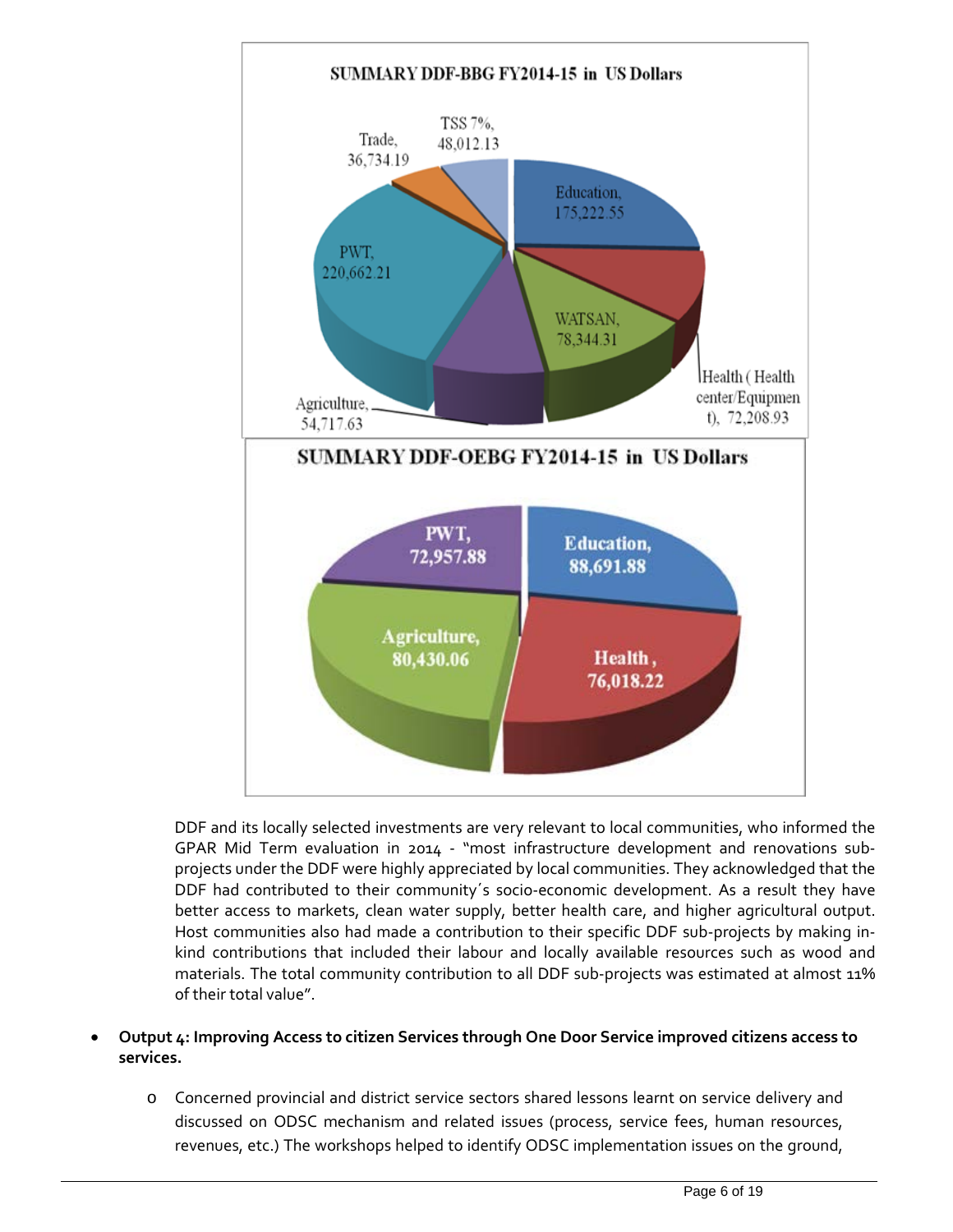**SUMMARY DDF-BBG FY2014-15 in US Dollars**

Education, 175,222.55

Health ( Health center/Equipment), 72,208.93

WATSAN, 78,344.31

Agriculture, 54,717.63

PWT, 220,662.21

Trade, 36,734.19

TSS 7%, 48,012.13

**SUMMARY DDF-OEBG FY2014-15 in US Dollars**

Education, 88,691.88

Health, 76,018.22

Agriculture, 80,430.06

PWT, 72,957.88

DDF and its locally selected investments are very relevant to local communities, who informed the GPAR Mid Term evaluation in 2014 - "most infrastructure development and renovations sub-projects under the DDF were highly appreciated by local communities. They acknowledged that the DDF had contributed to their community´s socio-economic development. As a result they have better access to markets, clean water supply, better health care, and higher agricultural output. Host communities also had made a contribution to their specific DDF sub-projects by making in-kind contributions that included their labour and locally available resources such as wood and materials. The total community contribution to all DDF sub-projects was estimated at almost 11% of their total value".

- **Output 4: Improving Access to citizen Services through One Door Service improved citizens access to services.**
  - Concerned provincial and district service sectors shared lessons learnt on service delivery and discussed on ODSC mechanism and related issues (process, service fees, human resources, revenues, etc.) The workshops helped to identify ODSC implementation issues on the ground,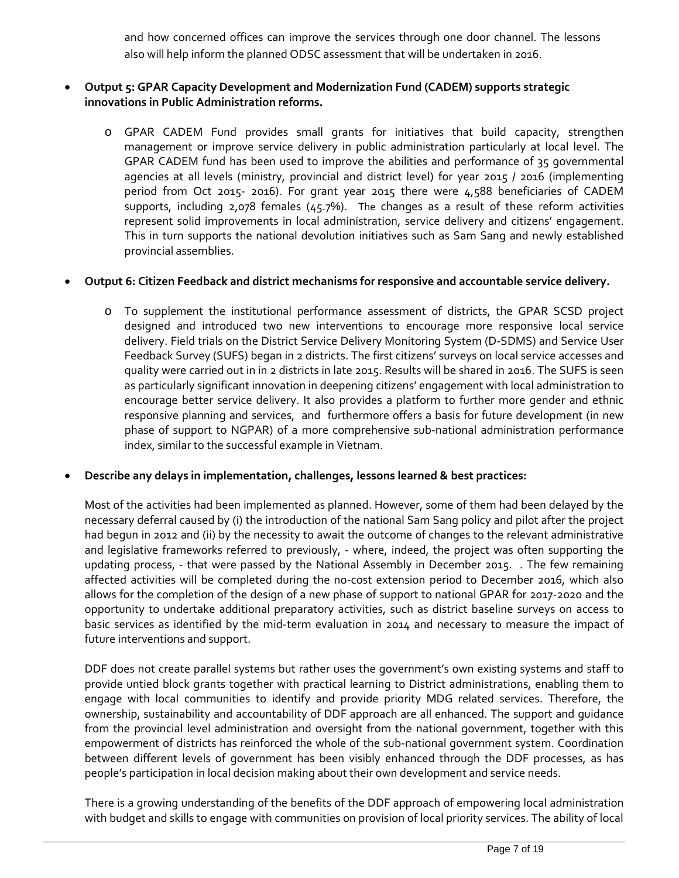and how concerned offices can improve the services through one door channel. The lessons also will help inform the planned ODSC assessment that will be undertaken in 2016.

- **Output 5: GPAR Capacity Development and Modernization Fund (CADEM) supports strategic innovations in Public Administration reforms.**

    - GPAR CADEM Fund provides small grants for initiatives that build capacity, strengthen management or improve service delivery in public administration particularly at local level. The GPAR CADEM fund has been used to improve the abilities and performance of 35 governmental agencies at all levels (ministry, provincial and district level) for year 2015 / 2016 (implementing period from Oct 2015- 2016). For grant year 2015 there were 4,588 beneficiaries of CADEM supports, including 2,078 females (45.7%). The changes as a result of these reform activities represent solid improvements in local administration, service delivery and citizens' engagement. This in turn supports the national devolution initiatives such as Sam Sang and newly established provincial assemblies.

- **Output 6: Citizen Feedback and district mechanisms for responsive and accountable service delivery.**

    - To supplement the institutional performance assessment of districts, the GPAR SCSD project designed and introduced two new interventions to encourage more responsive local service delivery. Field trials on the District Service Delivery Monitoring System (D-SDMS) and Service User Feedback Survey (SUFS) began in 2 districts. The first citizens' surveys on local service accesses and quality were carried out in in 2 districts in late 2015. Results will be shared in 2016. The SUFS is seen as particularly significant innovation in deepening citizens' engagement with local administration to encourage better service delivery. It also provides a platform to further more gender and ethnic responsive planning and services, and furthermore offers a basis for future development (in new phase of support to NGPAR) of a more comprehensive sub-national administration performance index, similar to the successful example in Vietnam.

- **Describe any delays in implementation, challenges, lessons learned & best practices:**

Most of the activities had been implemented as planned. However, some of them had been delayed by the necessary deferral caused by (i) the introduction of the national Sam Sang policy and pilot after the project had begun in 2012 and (ii) by the necessity to await the outcome of changes to the relevant administrative and legislative frameworks referred to previously, - where, indeed, the project was often supporting the updating process, - that were passed by the National Assembly in December 2015. . The few remaining affected activities will be completed during the no-cost extension period to December 2016, which also allows for the completion of the design of a new phase of support to national GPAR for 2017-2020 and the opportunity to undertake additional preparatory activities, such as district baseline surveys on access to basic services as identified by the mid-term evaluation in 2014 and necessary to measure the impact of future interventions and support.

DDF does not create parallel systems but rather uses the government's own existing systems and staff to provide untied block grants together with practical learning to District administrations, enabling them to engage with local communities to identify and provide priority MDG related services. Therefore, the ownership, sustainability and accountability of DDF approach are all enhanced. The support and guidance from the provincial level administration and oversight from the national government, together with this empowerment of districts has reinforced the whole of the sub-national government system. Coordination between different levels of government has been visibly enhanced through the DDF processes, as has people's participation in local decision making about their own development and service needs.

There is a growing understanding of the benefits of the DDF approach of empowering local administration with budget and skills to engage with communities on provision of local priority services. The ability of local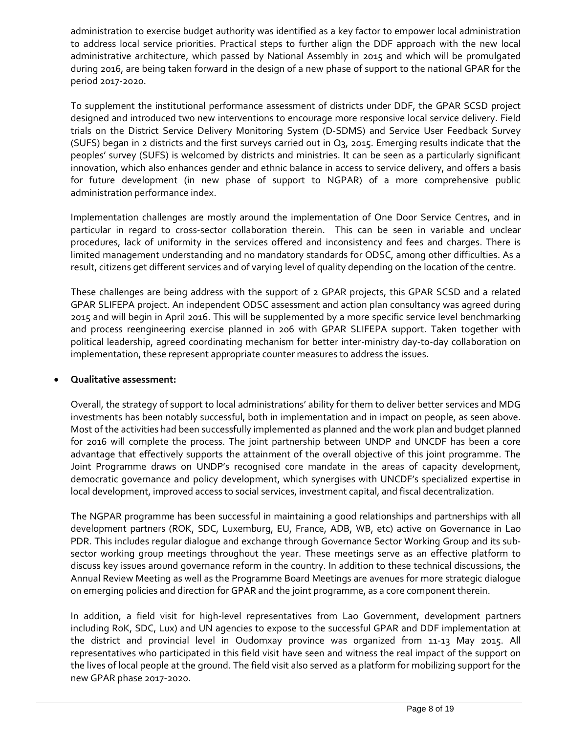administration to exercise budget authority was identified as a key factor to empower local administration to address local service priorities. Practical steps to further align the DDF approach with the new local administrative architecture, which passed by National Assembly in 2015 and which will be promulgated during 2016, are being taken forward in the design of a new phase of support to the national GPAR for the period 2017-2020.

To supplement the institutional performance assessment of districts under DDF, the GPAR SCSD project designed and introduced two new interventions to encourage more responsive local service delivery. Field trials on the District Service Delivery Monitoring System (D-SDMS) and Service User Feedback Survey (SUFS) began in 2 districts and the first surveys carried out in Q3, 2015. Emerging results indicate that the peoples' survey (SUFS) is welcomed by districts and ministries. It can be seen as a particularly significant innovation, which also enhances gender and ethnic balance in access to service delivery, and offers a basis for future development (in new phase of support to NGPAR) of a more comprehensive public administration performance index.

Implementation challenges are mostly around the implementation of One Door Service Centres, and in particular in regard to cross-sector collaboration therein. This can be seen in variable and unclear procedures, lack of uniformity in the services offered and inconsistency and fees and charges. There is limited management understanding and no mandatory standards for ODSC, among other difficulties. As a result, citizens get different services and of varying level of quality depending on the location of the centre.

These challenges are being address with the support of 2 GPAR projects, this GPAR SCSD and a related GPAR SLIFEPA project. An independent ODSC assessment and action plan consultancy was agreed during 2015 and will begin in April 2016. This will be supplemented by a more specific service level benchmarking and process reengineering exercise planned in 206 with GPAR SLIFEPA support. Taken together with political leadership, agreed coordinating mechanism for better inter-ministry day-to-day collaboration on implementation, these represent appropriate counter measures to address the issues.

- **Qualitative assessment:**

  Overall, the strategy of support to local administrations' ability for them to deliver better services and MDG investments has been notably successful, both in implementation and in impact on people, as seen above. Most of the activities had been successfully implemented as planned and the work plan and budget planned for 2016 will complete the process. The joint partnership between UNDP and UNCDF has been a core advantage that effectively supports the attainment of the overall objective of this joint programme. The Joint Programme draws on UNDP's recognised core mandate in the areas of capacity development, democratic governance and policy development, which synergises with UNCDF's specialized expertise in local development, improved access to social services, investment capital, and fiscal decentralization.

  The NGPAR programme has been successful in maintaining a good relationships and partnerships with all development partners (ROK, SDC, Luxemburg, EU, France, ADB, WB, etc) active on Governance in Lao PDR. This includes regular dialogue and exchange through Governance Sector Working Group and its sub-sector working group meetings throughout the year. These meetings serve as an effective platform to discuss key issues around governance reform in the country. In addition to these technical discussions, the Annual Review Meeting as well as the Programme Board Meetings are avenues for more strategic dialogue on emerging policies and direction for GPAR and the joint programme, as a core component therein.

  In addition, a field visit for high-level representatives from Lao Government, development partners including RoK, SDC, Lux) and UN agencies to expose to the successful GPAR and DDF implementation at the district and provincial level in Oudomxay province was organized from 11-13 May 2015. All representatives who participated in this field visit have seen and witness the real impact of the support on the lives of local people at the ground. The field visit also served as a platform for mobilizing support for the new GPAR phase 2017-2020.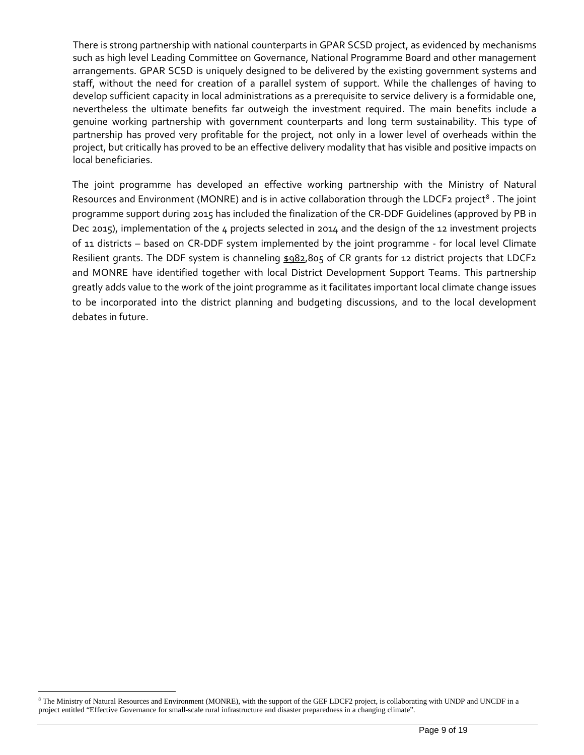There is strong partnership with national counterparts in GPAR SCSD project, as evidenced by mechanisms such as high level Leading Committee on Governance, National Programme Board and other management arrangements. GPAR SCSD is uniquely designed to be delivered by the existing government systems and staff, without the need for creation of a parallel system of support. While the challenges of having to develop sufficient capacity in local administrations as a prerequisite to service delivery is a formidable one, nevertheless the ultimate benefits far outweigh the investment required. The main benefits include a genuine working partnership with government counterparts and long term sustainability. This type of partnership has proved very profitable for the project, not only in a lower level of overheads within the project, but critically has proved to be an effective delivery modality that has visible and positive impacts on local beneficiaries.

The joint programme has developed an effective working partnership with the Ministry of Natural Resources and Environment (MONRE) and is in active collaboration through the LDCF2 project[8] . The joint programme support during 2015 has included the finalization of the CR-DDF Guidelines (approved by PB in Dec 2015), implementation of the 4 projects selected in 2014 and the design of the 12 investment projects of 11 districts – based on CR-DDF system implemented by the joint programme - for local level Climate Resilient grants. The DDF system is channeling $982,805 of CR grants for 12 district projects that LDCF2 and MONRE have identified together with local District Development Support Teams. This partnership greatly adds value to the work of the joint programme as it facilitates important local climate change issues to be incorporated into the district planning and budgeting discussions, and to the local development debates in future.

[8] The Ministry of Natural Resources and Environment (MONRE), with the support of the GEF LDCF2 project, is collaborating with UNDP and UNCDF in a project entitled "Effective Governance for small-scale rural infrastructure and disaster preparedness in a changing climate".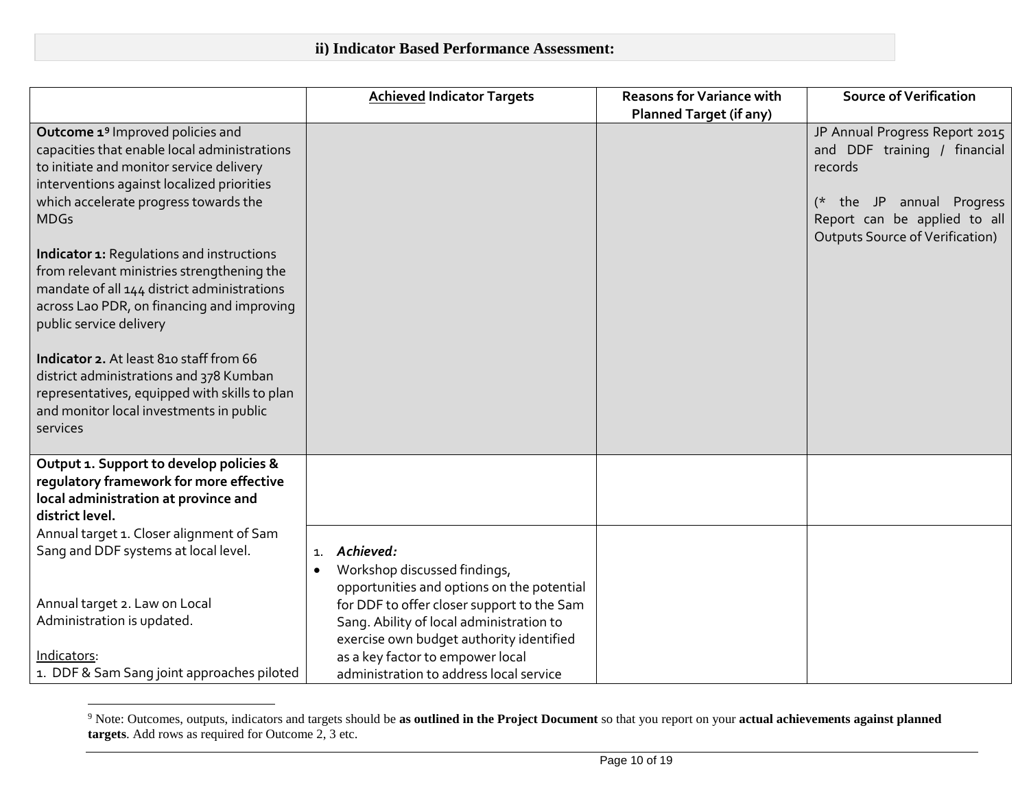## ii) Indicator Based Performance Assessment:

| | <u>Achieved</u> Indicator Targets | Reasons for Variance with Planned Target (if any) | Source of Verification |
|---|---|---|---|
| **Outcome 1**[9] Improved policies and capacities that enable local administrations to initiate and monitor service delivery interventions against localized priorities which accelerate progress towards the MDGs<br><br>**Indicator 1:** Regulations and instructions from relevant ministries strengthening the mandate of all 144 district administrations across Lao PDR, on financing and improving public service delivery<br><br>**Indicator 2.** At least 810 staff from 66 district administrations and 378 Kumban representatives, equipped with skills to plan and monitor local investments in public services | | | JP Annual Progress Report 2015 and DDF training / financial records<br><br>(* the JP annual Progress Report can be applied to all Outputs Source of Verification) |
| **Output 1. Support to develop policies & regulatory framework for more effective local administration at province and district level.** | | | |
| Annual target 1. Closer alignment of Sam Sang and DDF systems at local level.<br><br>Annual target 2. Law on Local Administration is updated.<br><br><u>Indicators</u>:<br>1. DDF & Sam Sang joint approaches piloted | 1. ***Achieved:***<br>• Workshop discussed findings, opportunities and options on the potential for DDF to offer closer support to the Sam Sang. Ability of local administration to exercise own budget authority identified as a key factor to empower local administration to address local service | | |

[9] Note: Outcomes, outputs, indicators and targets should be **as outlined in the Project Document** so that you report on your **actual achievements against planned targets**. Add rows as required for Outcome 2, 3 etc.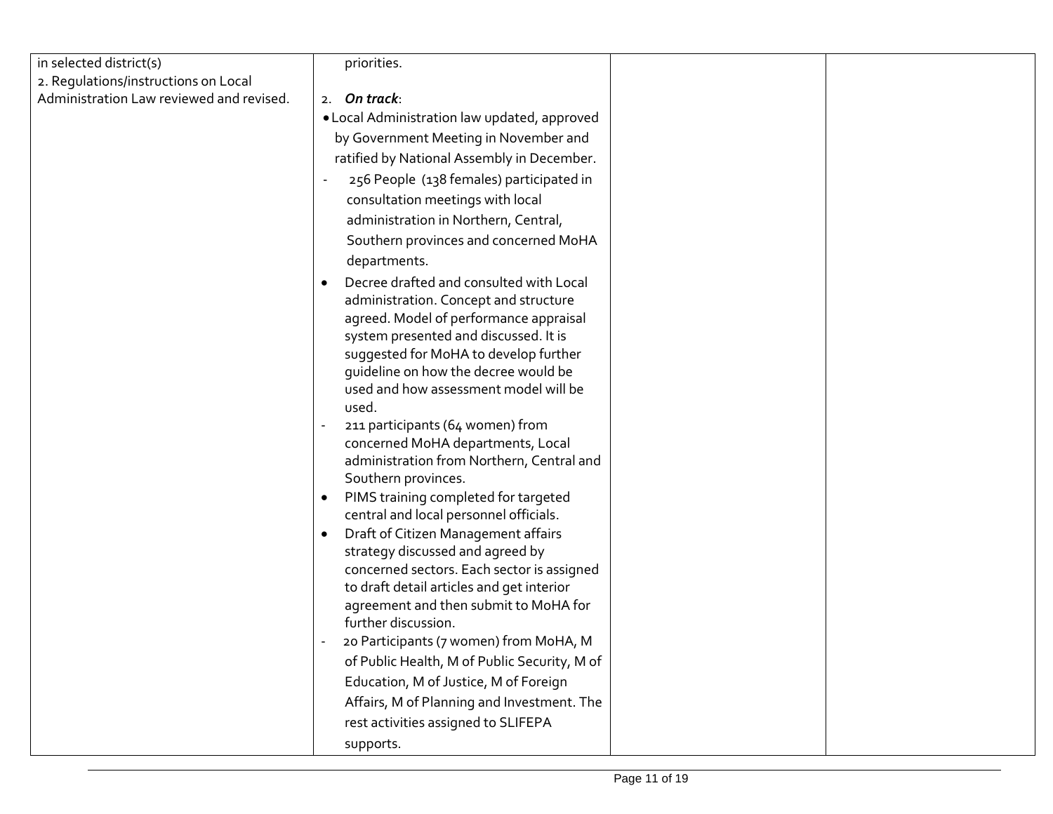| | | | |
|---|---|---|---|
| in selected district(s)<br>2. Regulations/instructions on Local Administration Law reviewed and revised. | priorities.<br><br>2. ***On track***:<br>• Local Administration law updated, approved by Government Meeting in November and ratified by National Assembly in December.<br>- 256 People (138 females) participated in consultation meetings with local administration in Northern, Central, Southern provinces and concerned MoHA departments.<br>• Decree drafted and consulted with Local administration. Concept and structure agreed. Model of performance appraisal system presented and discussed. It is suggested for MoHA to develop further guideline on how the decree would be used and how assessment model will be used.<br>- 211 participants (64 women) from concerned MoHA departments, Local administration from Northern, Central and Southern provinces.<br>• PIMS training completed for targeted central and local personnel officials.<br>• Draft of Citizen Management affairs strategy discussed and agreed by concerned sectors. Each sector is assigned to draft detail articles and get interior agreement and then submit to MoHA for further discussion.<br>- 20 Participants (7 women) from MoHA, M of Public Health, M of Public Security, M of Education, M of Justice, M of Foreign Affairs, M of Planning and Investment. The rest activities assigned to SLIFEPA supports. | | |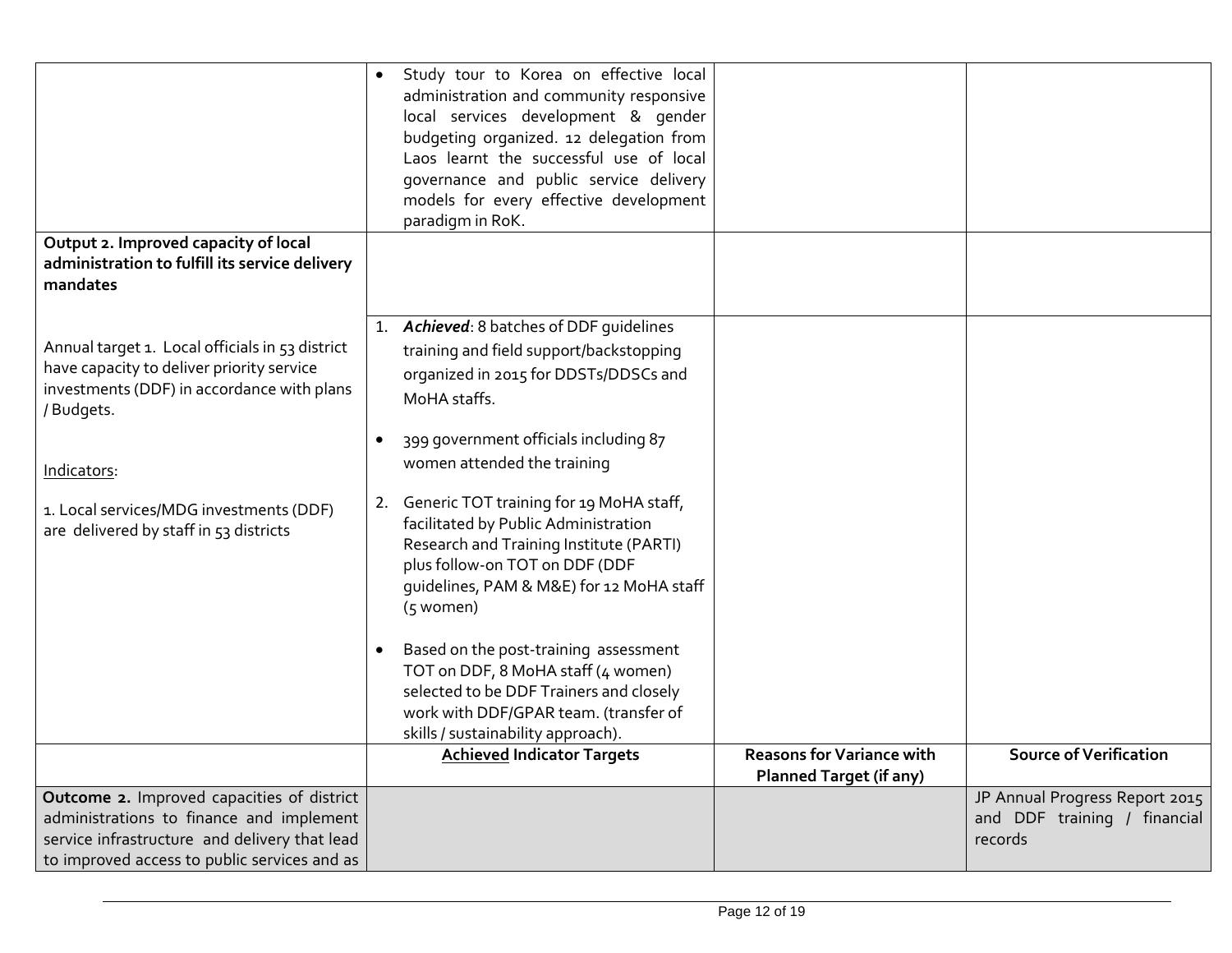| | | | |
|---|---|---|---|
| | • Study tour to Korea on effective local administration and community responsive local services development & gender budgeting organized. 12 delegation from Laos learnt the successful use of local governance and public service delivery models for every effective development paradigm in RoK. | | |
| **Output 2. Improved capacity of local administration to fulfill its service delivery mandates** | | | |
| Annual target 1. Local officials in 53 district have capacity to deliver priority service investments (DDF) in accordance with plans / Budgets.<br><br>Indicators:<br><br>1. Local services/MDG investments (DDF) are delivered by staff in 53 districts | 1. ***Achieved***: 8 batches of DDF guidelines training and field support/backstopping organized in 2015 for DDSTs/DDSCs and MoHA staffs.<br><br>• 399 government officials including 87 women attended the training<br><br>2. Generic TOT training for 19 MoHA staff, facilitated by Public Administration Research and Training Institute (PARTI) plus follow-on TOT on DDF (DDF guidelines, PAM & M&E) for 12 MoHA staff (5 women)<br><br>• Based on the post-training assessment TOT on DDF, 8 MoHA staff (4 women) selected to be DDF Trainers and closely work with DDF/GPAR team. (transfer of skills / sustainability approach). | | |
| | **Achieved Indicator Targets** | **Reasons for Variance with Planned Target (if any)** | **Source of Verification** |
| **Outcome 2.** Improved capacities of district administrations to finance and implement service infrastructure and delivery that lead to improved access to public services and as | | | JP Annual Progress Report 2015 and DDF training / financial records |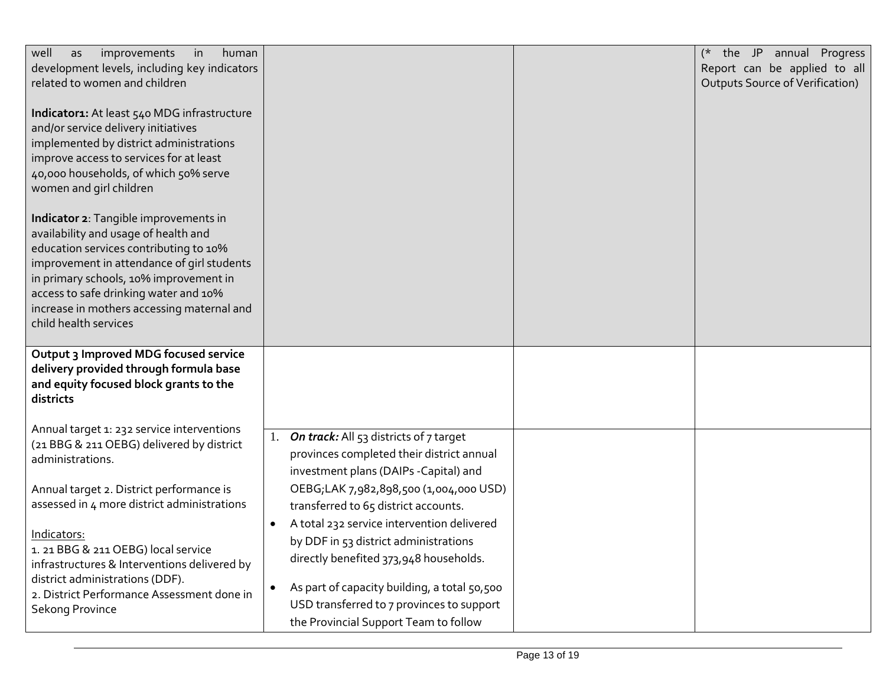| | | | |
|---|---|---|---|
| well as improvements in human development levels, including key indicators related to women and children<br><br>**Indicator1:** At least 540 MDG infrastructure and/or service delivery initiatives implemented by district administrations improve access to services for at least 40,000 households, of which 50% serve women and girl children<br><br>**Indicator 2**: Tangible improvements in availability and usage of health and education services contributing to 10% improvement in attendance of girl students in primary schools, 10% improvement in access to safe drinking water and 10% increase in mothers accessing maternal and child health services | | | (* the JP annual Progress Report can be applied to all Outputs Source of Verification) |
| **Output 3 Improved MDG focused service delivery provided through formula base and equity focused block grants to the districts** | | | |
| Annual target 1: 232 service interventions (21 BBG & 211 OEBG) delivered by district administrations.<br><br>Annual target 2. District performance is assessed in 4 more district administrations<br><br>Indicators:<br>1. 21 BBG & 211 OEBG) local service infrastructures & Interventions delivered by district administrations (DDF).<br>2. District Performance Assessment done in Sekong Province | 1. ***On track:*** All 53 districts of 7 target provinces completed their district annual investment plans (DAIPs -Capital) and OEBG;LAK 7,982,898,500 (1,004,000 USD) transferred to 65 district accounts.<br>• A total 232 service intervention delivered by DDF in 53 district administrations directly benefited 373,948 households.<br>• As part of capacity building, a total 50,500 USD transferred to 7 provinces to support the Provincial Support Team to follow | | |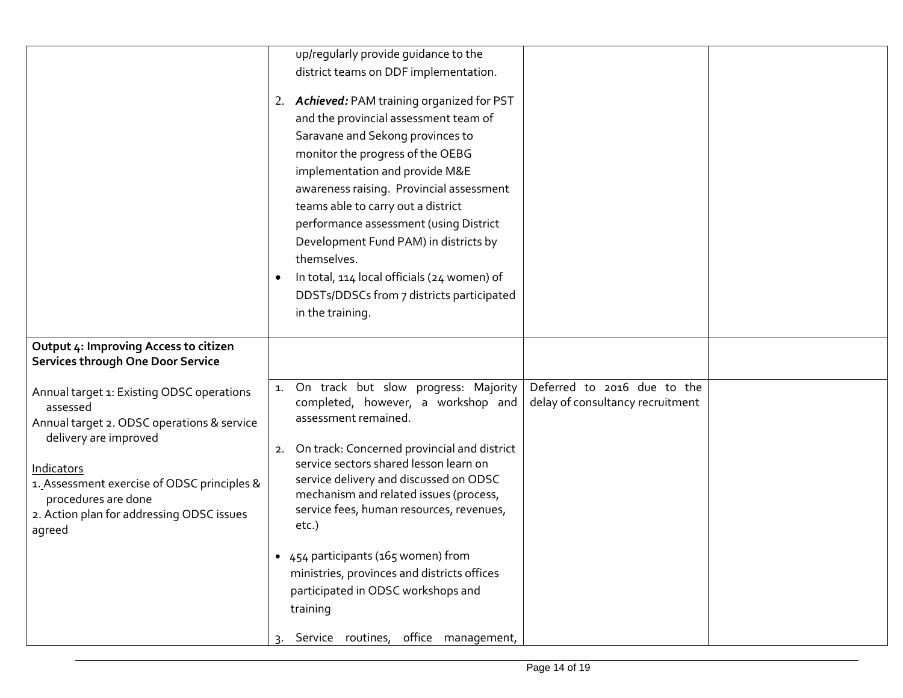| | | | |
|---|---|---|---|
| | up/regularly provide guidance to the district teams on DDF implementation.<br><br>2. ***Achieved:*** PAM training organized for PST and the provincial assessment team of Saravane and Sekong provinces to monitor the progress of the OEBG implementation and provide M&E awareness raising. Provincial assessment teams able to carry out a district performance assessment (using District Development Fund PAM) in districts by themselves.<br>• In total, 114 local officials (24 women) of DDSTs/DDSCs from 7 districts participated in the training. | | |
| **Output 4: Improving Access to citizen Services through One Door Service** | | | |
| Annual target 1: Existing ODSC operations assessed<br>Annual target 2. ODSC operations & service delivery are improved<br><br><u>Indicators</u><br>1. Assessment exercise of ODSC principles & procedures are done<br>2. Action plan for addressing ODSC issues agreed | 1. On track but slow progress: Majority completed, however, a workshop and assessment remained.<br><br>2. On track: Concerned provincial and district service sectors shared lesson learn on service delivery and discussed on ODSC mechanism and related issues (process, service fees, human resources, revenues, etc.)<br><br>• 454 participants (165 women) from ministries, provinces and districts offices participated in ODSC workshops and training<br><br>3. Service routines, office management, | Deferred to 2016 due to the delay of consultancy recruitment | |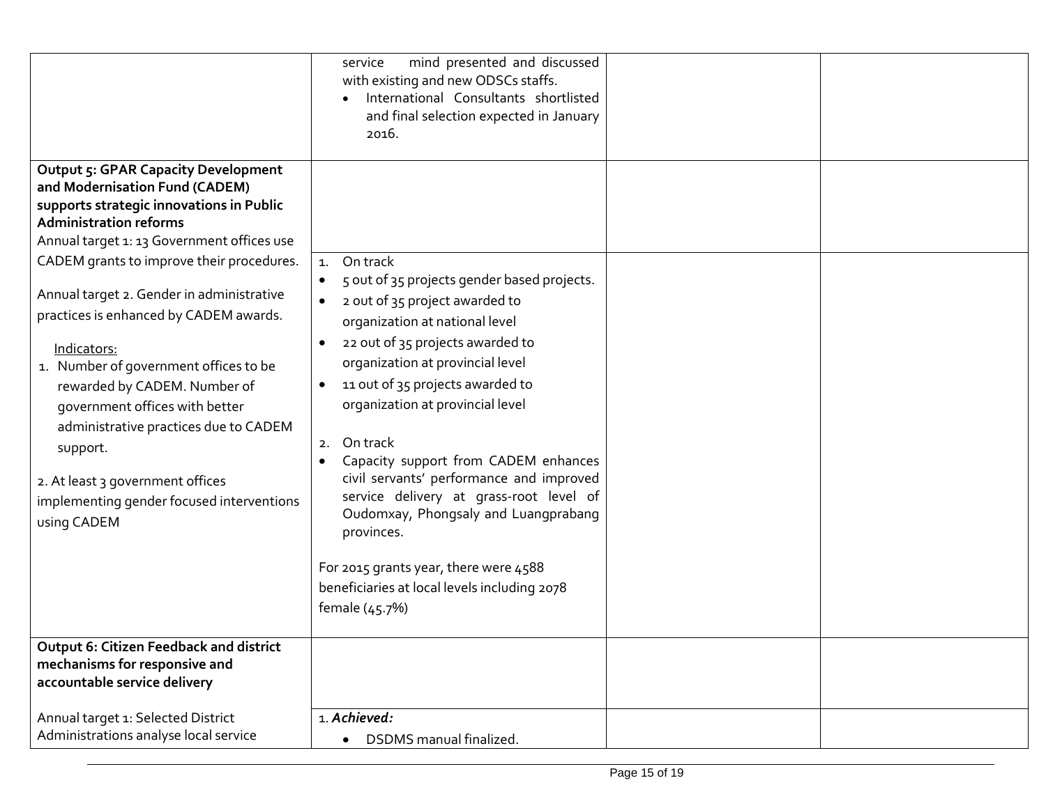| | | | |
|---|---|---|---|
| | service mind presented and discussed with existing and new ODSCs staffs.<br>• International Consultants shortlisted and final selection expected in January 2016. | | |
| **Output 5: GPAR Capacity Development and Modernisation Fund (CADEM) supports strategic innovations in Public Administration reforms**<br>Annual target 1: 13 Government offices use CADEM grants to improve their procedures.<br><br>Annual target 2. Gender in administrative practices is enhanced by CADEM awards.<br><br>Indicators:<br>1. Number of government offices to be rewarded by CADEM. Number of government offices with better administrative practices due to CADEM support.<br><br>2. At least 3 government offices implementing gender focused interventions using CADEM | 1. On track<br>• 5 out of 35 projects gender based projects.<br>• 2 out of 35 project awarded to organization at national level<br>• 22 out of 35 projects awarded to organization at provincial level<br>• 11 out of 35 projects awarded to organization at provincial level<br><br>2. On track<br>• Capacity support from CADEM enhances civil servants' performance and improved service delivery at grass-root level of Oudomxay, Phongsaly and Luangprabang provinces.<br><br>For 2015 grants year, there were 4588 beneficiaries at local levels including 2078 female (45.7%) | | |
| **Output 6: Citizen Feedback and district mechanisms for responsive and accountable service delivery**<br><br>Annual target 1: Selected District Administrations analyse local service | 1. ***Achieved:***<br>• DSDMS manual finalized. | | |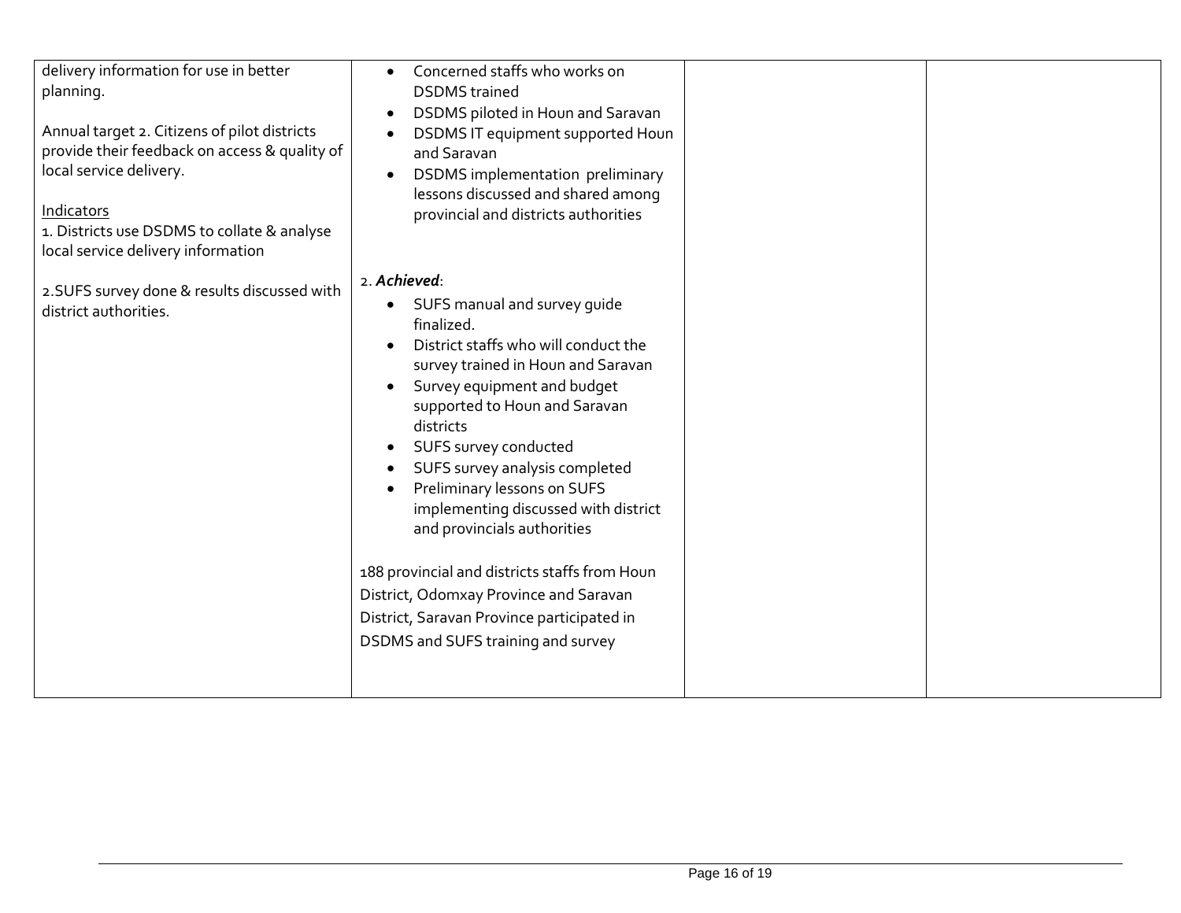| | | | |
|---|---|---|---|
| delivery information for use in better planning.<br><br>Annual target 2. Citizens of pilot districts provide their feedback on access & quality of local service delivery.<br><br><u>Indicators</u><br>1. Districts use DSDMS to collate & analyse local service delivery information<br><br>2.SUFS survey done & results discussed with district authorities. | • Concerned staffs who works on DSDMS trained<br>• DSDMS piloted in Houn and Saravan<br>• DSDMS IT equipment supported Houn and Saravan<br>• DSDMS implementation preliminary lessons discussed and shared among provincial and districts authorities<br><br>2. ***Achieved***:<br>• SUFS manual and survey guide finalized.<br>• District staffs who will conduct the survey trained in Houn and Saravan<br>• Survey equipment and budget supported to Houn and Saravan districts<br>• SUFS survey conducted<br>• SUFS survey analysis completed<br>• Preliminary lessons on SUFS implementing discussed with district and provincials authorities<br><br>188 provincial and districts staffs from Houn District, Odomxay Province and Saravan District, Saravan Province participated in DSDMS and SUFS training and survey | | |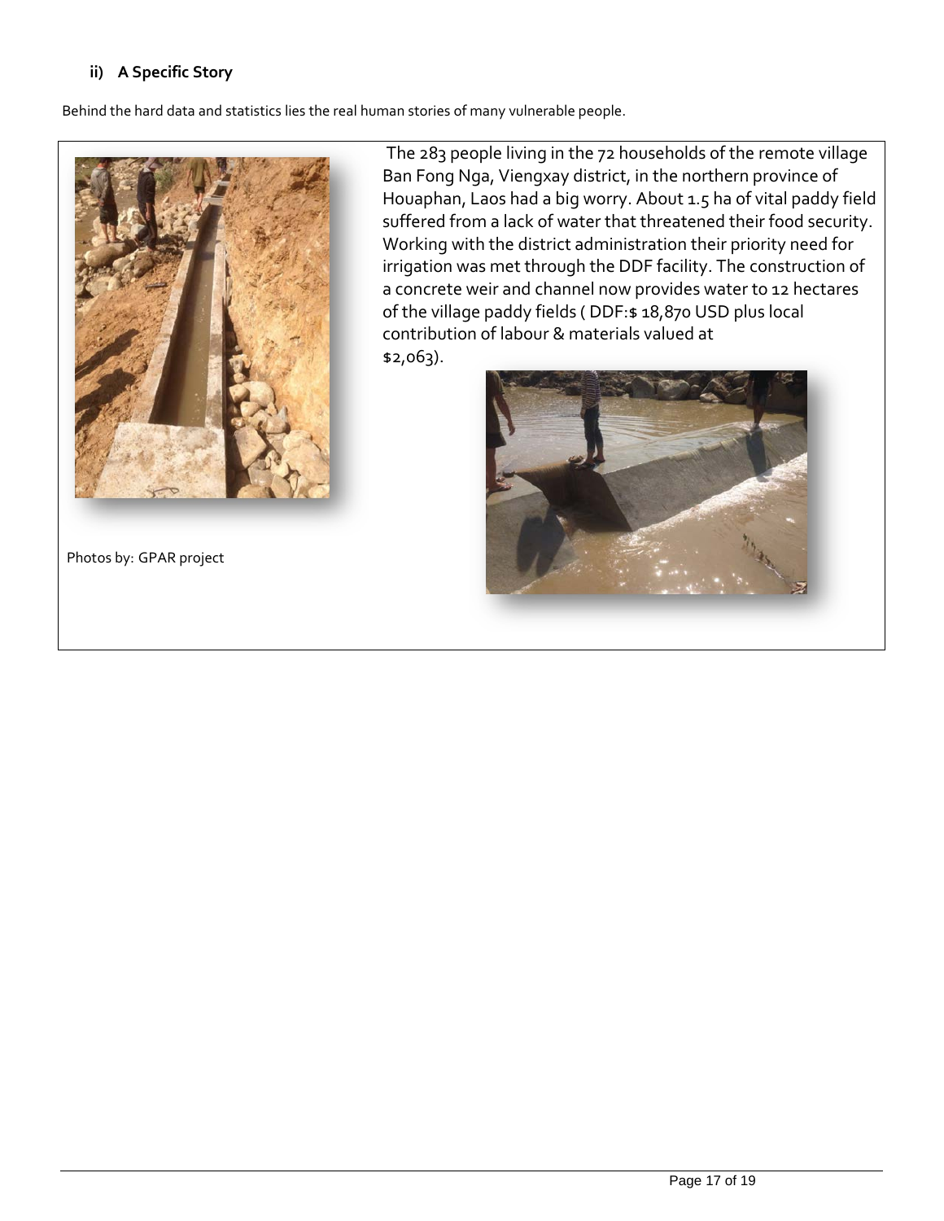### ii) A Specific Story

Behind the hard data and statistics lies the real human stories of many vulnerable people.

The 283 people living in the 72 households of the remote village Ban Fong Nga, Viengxay district, in the northern province of Houaphan, Laos had a big worry. About 1.5 ha of vital paddy field suffered from a lack of water that threatened their food security. Working with the district administration their priority need for irrigation was met through the DDF facility. The construction of a concrete weir and channel now provides water to 12 hectares of the village paddy fields ( DDF:$ 18,870 USD plus local contribution of labour & materials valued at $2,063).

Photos by: GPAR project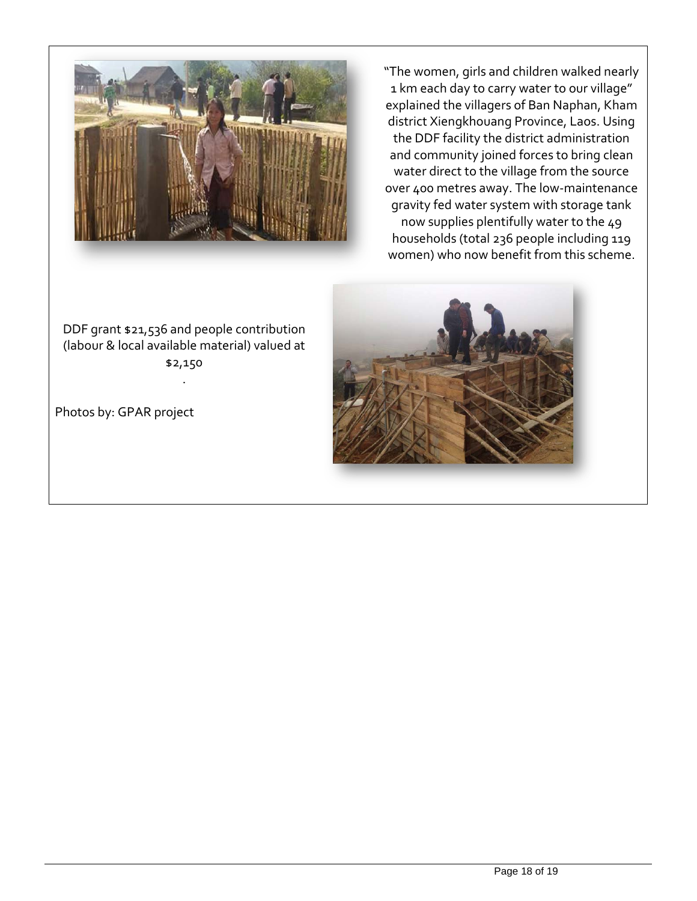"The women, girls and children walked nearly 1 km each day to carry water to our village" explained the villagers of Ban Naphan, Kham district Xiengkhouang Province, Laos. Using the DDF facility the district administration and community joined forces to bring clean water direct to the village from the source over 400 metres away. The low-maintenance gravity fed water system with storage tank now supplies plentifully water to the 49 households (total 236 people including 119 women) who now benefit from this scheme.

DDF grant $21,536 and people contribution (labour & local available material) valued at $2,150

.

Photos by: GPAR project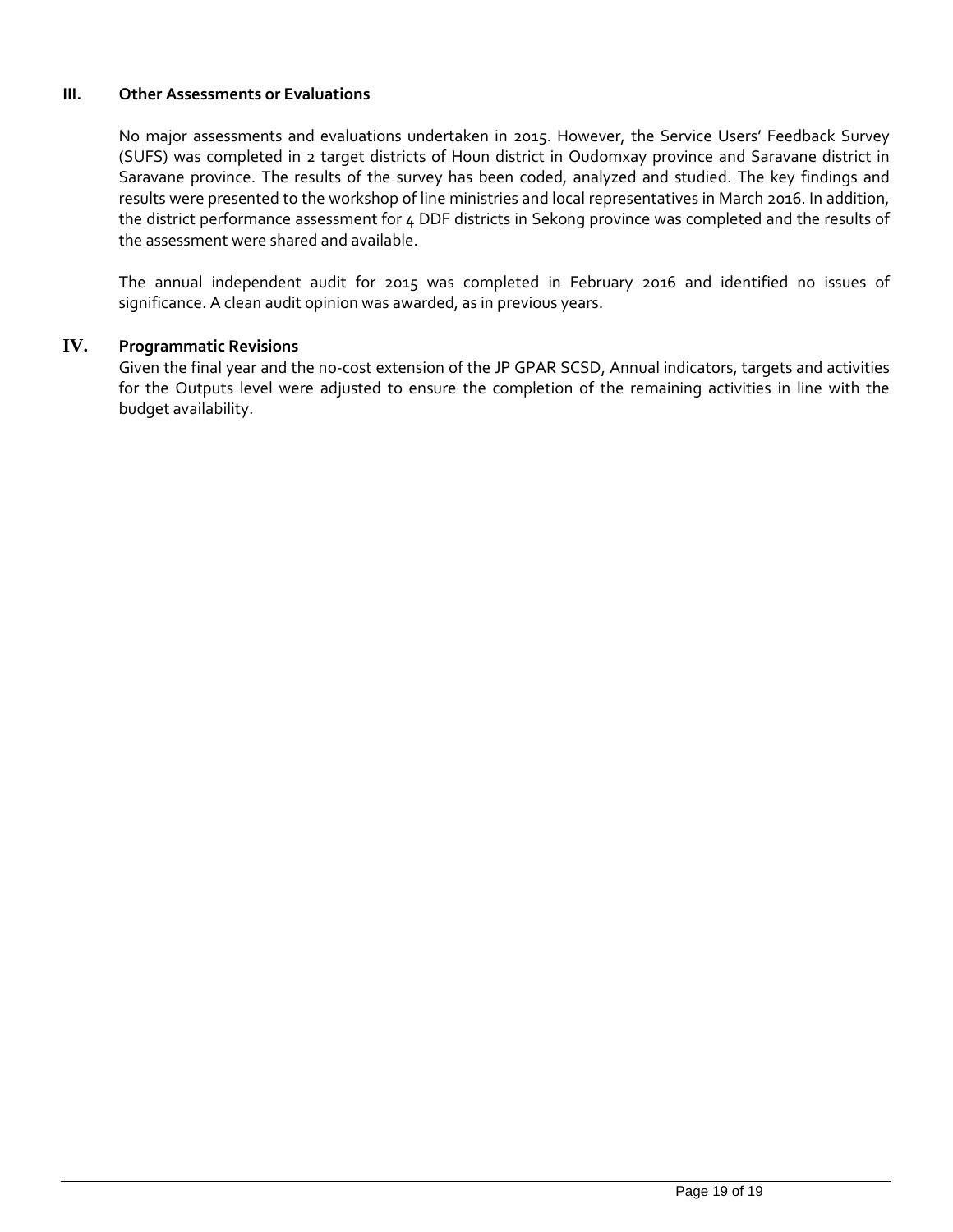## III. Other Assessments or Evaluations

No major assessments and evaluations undertaken in 2015. However, the Service Users' Feedback Survey (SUFS) was completed in 2 target districts of Houn district in Oudomxay province and Saravane district in Saravane province. The results of the survey has been coded, analyzed and studied. The key findings and results were presented to the workshop of line ministries and local representatives in March 2016. In addition, the district performance assessment for 4 DDF districts in Sekong province was completed and the results of the assessment were shared and available.

The annual independent audit for 2015 was completed in February 2016 and identified no issues of significance. A clean audit opinion was awarded, as in previous years.

## IV. Programmatic Revisions

Given the final year and the no-cost extension of the JP GPAR SCSD, Annual indicators, targets and activities for the Outputs level were adjusted to ensure the completion of the remaining activities in line with the budget availability.